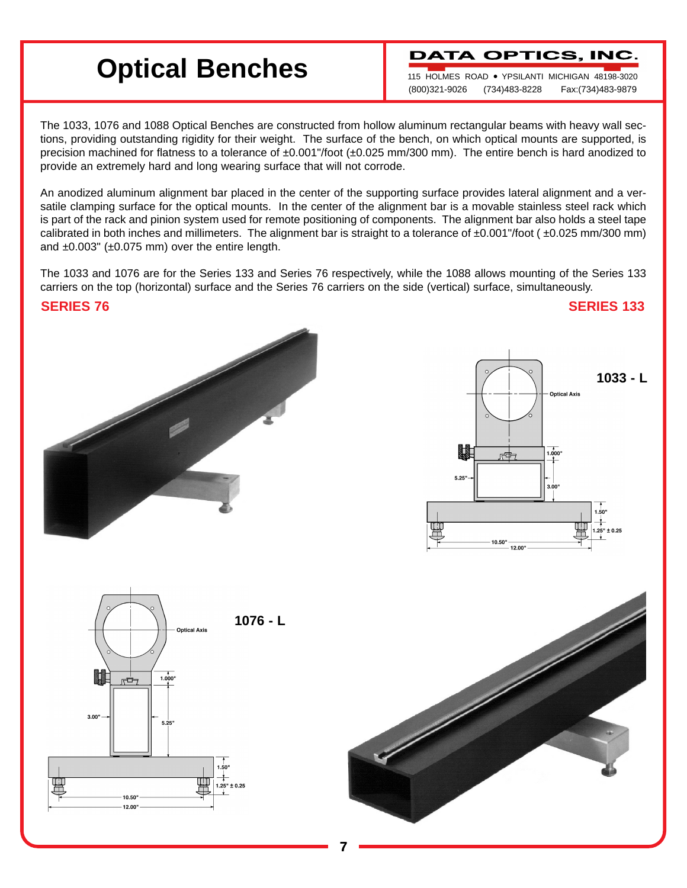# Optical Benches

**DATA OPTICS, INC.**

115 HOLMES ROAD • YPSILANTI MICHIGAN 48198-3020
(800)321-9026 (734)483-8228 Fax:(734)483-9879

The 1033, 1076 and 1088 Optical Benches are constructed from hollow aluminum rectangular beams with heavy wall sections, providing outstanding rigidity for their weight. The surface of the bench, on which optical mounts are supported, is precision machined for flatness to a tolerance of ±0.001"/foot (±0.025 mm/300 mm). The entire bench is hard anodized to provide an extremely hard and long wearing surface that will not corrode.

An anodized aluminum alignment bar placed in the center of the supporting surface provides lateral alignment and a versatile clamping surface for the optical mounts. In the center of the alignment bar is a movable stainless steel rack which is part of the rack and pinion system used for remote positioning of components. The alignment bar also holds a steel tape calibrated in both inches and millimeters. The alignment bar is straight to a tolerance of ±0.001"/foot ( ±0.025 mm/300 mm) and ±0.003" (±0.075 mm) over the entire length.

The 1033 and 1076 are for the Series 133 and Series 76 respectively, while the 1088 allows mounting of the Series 133 carriers on the top (horizontal) surface and the Series 76 carriers on the side (vertical) surface, simultaneously.

## SERIES 76

## SERIES 133

**1033 - L**

Optical Axis
1.000"
5.25"
3.00"
1.50"
1.25" ± 0.25
10.50"
12.00"

**1076 - L**

Optical Axis
1.000"
3.00"
5.25"
1.50"
1.25" ± 0.25
10.50"
12.00"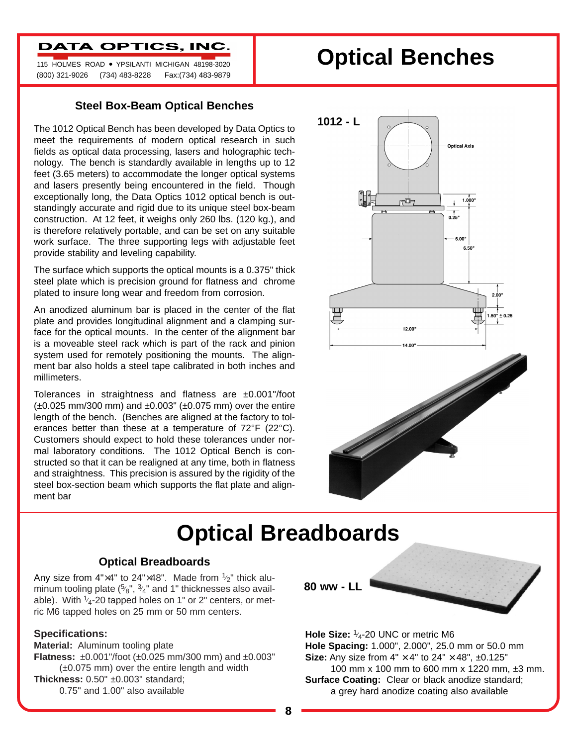**DATA OPTICS, INC.**

115 HOLMES ROAD • YPSILANTI MICHIGAN 48198-3020
(800) 321-9026 (734) 483-8228 Fax:(734) 483-9879

# Optical Benches

## Steel Box-Beam Optical Benches

The 1012 Optical Bench has been developed by Data Optics to meet the requirements of modern optical research in such fields as optical data processing, lasers and holographic technology. The bench is standardly available in lengths up to 12 feet (3.65 meters) to accommodate the longer optical systems and lasers presently being encountered in the field. Though exceptionally long, the Data Optics 1012 optical bench is outstandingly accurate and rigid due to its unique steel box-beam construction. At 12 feet, it weighs only 260 lbs. (120 kg.), and is therefore relatively portable, and can be set on any suitable work surface. The three supporting legs with adjustable feet provide stability and leveling capability.

The surface which supports the optical mounts is a 0.375" thick steel plate which is precision ground for flatness and chrome plated to insure long wear and freedom from corrosion.

An anodized aluminum bar is placed in the center of the flat plate and provides longitudinal alignment and a clamping surface for the optical mounts. In the center of the alignment bar is a moveable steel rack which is part of the rack and pinion system used for remotely positioning the mounts. The alignment bar also holds a steel tape calibrated in both inches and millimeters.

Tolerances in straightness and flatness are ±0.001"/foot (±0.025 mm/300 mm) and ±0.003" (±0.075 mm) over the entire length of the bench. (Benches are aligned at the factory to tolerances better than these at a temperature of 72°F (22°C). Customers should expect to hold these tolerances under normal laboratory conditions. The 1012 Optical Bench is constructed so that it can be realigned at any time, both in flatness and straightness. This precision is assured by the rigidity of the steel box-section beam which supports the flat plate and alignment bar

1012 - L

Optical Axis
1.000"
0.25"
6.00"
6.50"
2.00"
1.50" ± 0.25
12.00"
14.00"

# Optical Breadboards

## Optical Breadboards

Any size from 4"×4" to 24"×48". Made from $\frac{1}{2}$" thick aluminum tooling plate ($\frac{5}{8}$", $\frac{3}{4}$" and 1" thicknesses also available). With $\frac{1}{4}$-20 tapped holes on 1" or 2" centers, or metric M6 tapped holes on 25 mm or 50 mm centers.

80 ww - LL

### Specifications:

**Material:** Aluminum tooling plate
**Flatness:** ±0.001"/foot (±0.025 mm/300 mm) and ±0.003" (±0.075 mm) over the entire length and width
**Thickness:** 0.50" ±0.003" standard; 0.75" and 1.00" also available
**Hole Size:** $\frac{1}{4}$-20 UNC or metric M6
**Hole Spacing:** 1.000", 2.000", 25.0 mm or 50.0 mm
**Size:** Any size from 4" × 4" to 24" × 48", ±0.125"
100 mm x 100 mm to 600 mm x 1220 mm, ±3 mm.
**Surface Coating:** Clear or black anodize standard; a grey hard anodize coating also available